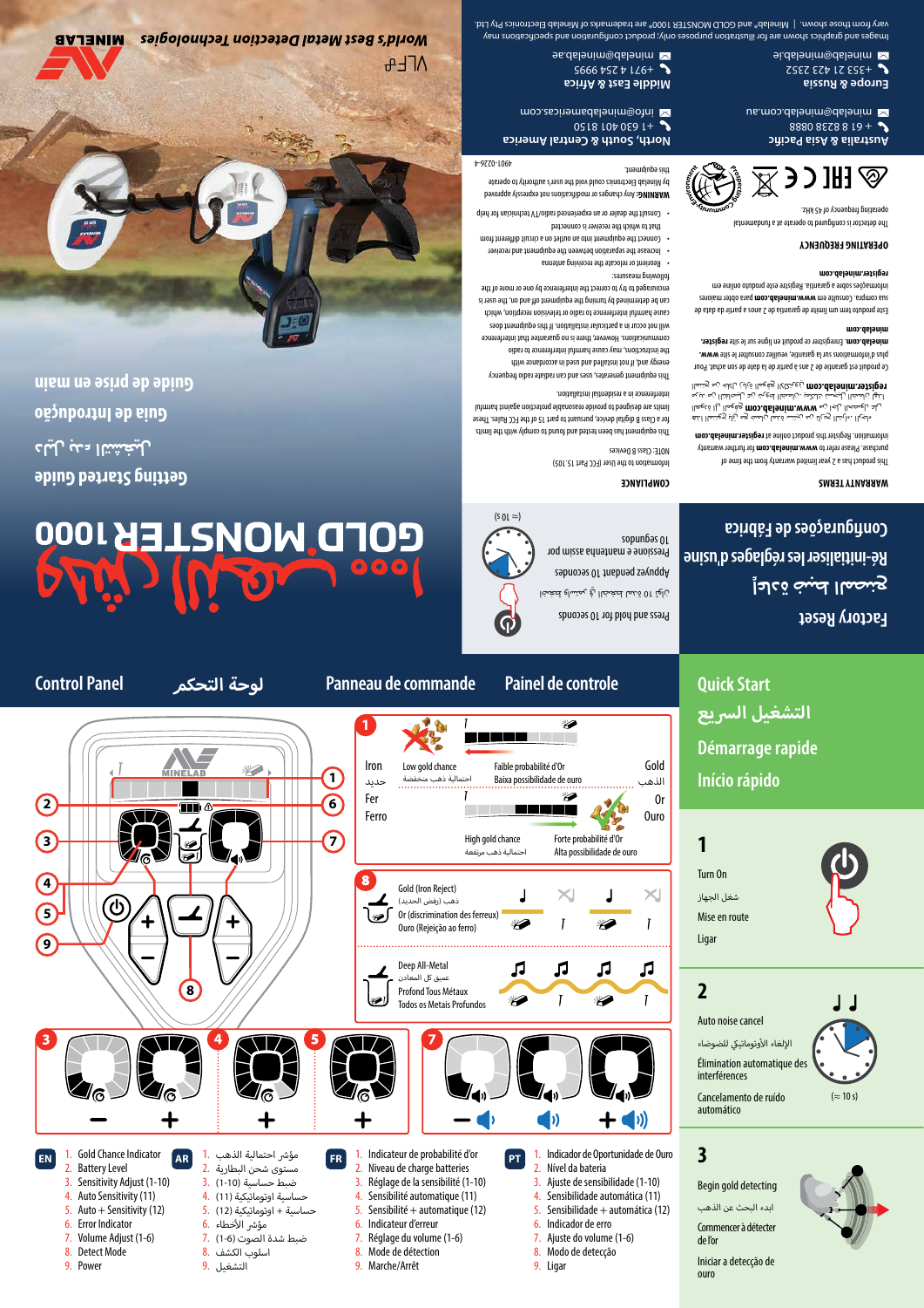# GOLD MONSTER 1000

جولد مونستر ١٠٠٠

## Getting Started Guide

دليل البدء السريع

Guia de Introdução

Guide de prise en main

VLF

World's Best Metal Detection Technologies

MINELAB

## Factory Reset

إعادة ضبط المصنع

Ré-initialiser les réglages d'usine

Configurações de fábrica

Press and hold for 10 seconds

اضغط مطولاً على الزر لمدة 10 ثواني

Appuyez pendant 10 secondes

Pressione e mantenha assim por 10 segundos

(≈ 10 s)

## WARRANTY TERMS

This product has a 2 year limited warranty from the time of purchase. Please refer to **www.minelab.com** for further warranty information. Register this product online at **register.minelab.com**

لهذا المنتج ضمان محدود لمدة سنتان من تاريخ الشراء. لمزيد من المعلومات حول الضمان، يرجى الرجوع إلى **www.minelab.com**. يرجى تسجيل هذا المنتج عبر الإنترنت في **register.minelab.com**

Ce produit est garanti de 2 ans à partir de la date de son achat. Pour plus d'informations sur la garantie, veuillez consulter le site **www.minelab.com**. Enregistrer ce produit en ligne sur le site **register.minelab.com**

Este produto tem um limite de garantia de 2 anos a partir da data de sua compra. Consulte em **www.minelab.com** para obter maiores informações sobre a garantia. Registre este produto online em **register.minelab.com**

## OPERATING FREQUENCY

The detector is configured to operate at a fundamental operating frequency of 45 kHz.

## COMPLIANCE

Information to the User (FCC Part 15.105)

NOTE: Class B Devices

This equipment has been tested and found to comply with the limits for a Class B digital device, pursuant to part 15 of the FCC Rules. These limits are designed to provide reasonable protection against harmful interference in a residential installation.

This equipment generates, uses and can radiate radio frequency energy and, if not installed and used in accordance with the instructions, may cause harmful interference to radio communications. However, there is no guarantee that interference will not occur in a particular installation. If this equipment does cause harmful interference to radio or television reception, which can be determined by turning the equipment off and on, the user is encouraged to try to correct the interference by one or more of the following measures:

- Reorient or relocate the receiving antenna
- Increase the separation between the equipment and receiver
- Connect the equipment into an outlet on a circuit different from that to which the receiver is connected
- Consult the dealer or an experienced radio/TV technician for help

**WARNING:** Any changes or modifications not expressly approved by Minelab Electronics could void the user's authority to operate this equipment.

4901-0226-4

**Australia & Asia Pacific**
+61 8 8238 0888
minelab@minelab.com.au

**North, South & Central America**
+1 630 401 8150
info@minelabamericas.com

**Europe & Russia**
+353 21 423 2352
minelab@minelab.ie

**Middle East & Africa**
+971 4 254 9995
minelab@minelab.ae

Images and graphics shown are for illustration purposes only; product configuration and specifications may vary from those shown. | "Minelab" and "GOLD MONSTER 1000" are trademarks of Minelab Electronics Pty Ltd.

## Control Panel

لوحة التحكم

Panneau de commande

Painel de controle

### 1

Iron / حديد / Fer / Ferro

Low gold chance / احتمالية ذهب منخفضة / Faible probabilité d'Or / Baixa possibilidade de ouro

Gold / الذهب / Or / Ouro

High gold chance / احتمالية ذهب مرتفعة / Forte probabilité d'Or / Alta possibilidade de ouro

### 8

Gold (Iron Reject) / ذهب (رفض الحديد) / Or (discrimination des ferreux) / Ouro (Rejeição ao ferro)

Deep All-Metal / عميق كل المعادن / Profond Tous Métaux / Todos os Metais Profundos

| EN | AR | FR | PT |
|---|---|---|---|
| 1. Gold Chance Indicator | 1. مؤشر احتمالية الذهب | 1. Indicateur de probabilité d'or | 1. Indicador de Oportunidade de Ouro |
| 2. Battery Level | 2. مستوى شحن البطارية | 2. Niveau de charge batteries | 2. Nível da bateria |
| 3. Sensitivity Adjust (1-10) | 3. ضبط حساسية (1-10) | 3. Réglage de la sensibilité (1-10) | 3. Ajuste de sensibilidade (1-10) |
| 4. Auto Sensitivity (11) | 4. حساسية أوتوماتيكية (11) | 4. Sensibilité automatique (11) | 4. Sensibilidade automática (11) |
| 5. Auto + Sensitivity (12) | 5. حساسية + أوتوماتيكية (12) | 5. Sensibilité + automatique (12) | 5. Sensibilidade + automática (12) |
| 6. Error Indicator | 6. مؤشر الأخطاء | 6. Indicateur d'erreur | 6. Indicador de erro |
| 7. Volume Adjust (1-6) | 7. ضبط شدة الصوت (1-6) | 7. Réglage du volume (1-6) | 7. Ajuste do volume (1-6) |
| 8. Detect Mode | 8. اسلوب الكشف | 8. Mode de détection | 8. Modo de detecção |
| 9. Power | 9. التشغيل | 9. Marche/Arrêt | 9. Ligar |

## Quick Start

التشغيل السريع

Démarrage rapide

Início rápido

### 1

Turn On

شغل الجهاز

Mise en route

Ligar

### 2

Auto noise cancel

الإلغاء الأوتوماتيكي للضوضاء

Élimination automatique des interférences

Cancelamento de ruído automático

(≈ 10 s)

### 3

Begin gold detecting

ابدء البحث عن الذهب

Commencer à détecter de l'or

Iniciar a detecção de ouro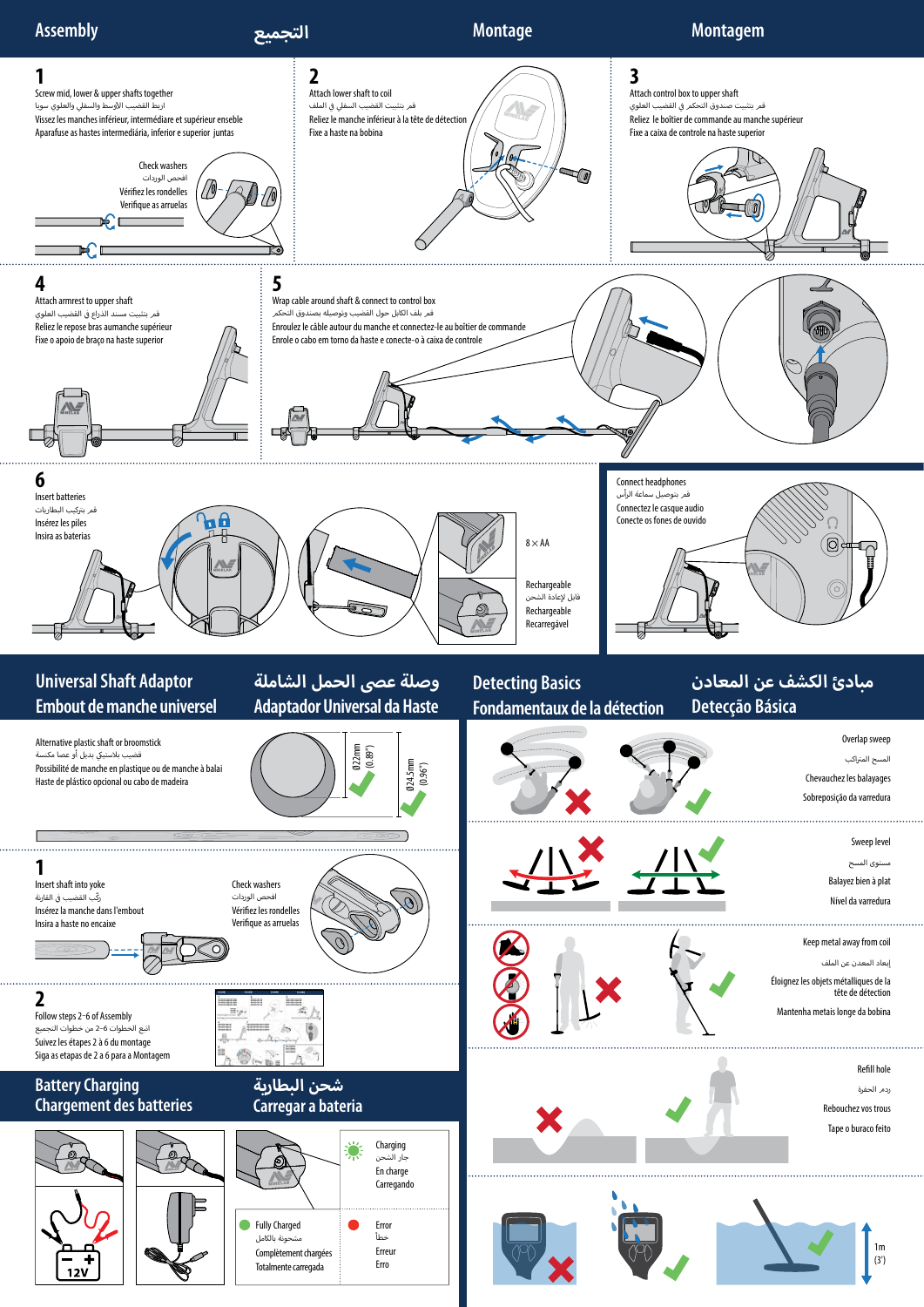# Assembly — التجميع — Montage — Montagem

## 1

Screw mid, lower & upper shafts together

اربط القضيب الأوسط والسفلي والعلوي سويا

Vissez les manches inférieur, intermédiaire et supérieur ensemble

Aparafuse as hastes intermediária, inferior e superior juntas

Check washers

افحص الوردات

Vérifiez les rondelles

Verifique as arruelas

## 2

Attach lower shaft to coil

قم بتثبيت القضيب السفلي في الملف

Reliez le manche inférieur à la tête de détection

Fixe a haste na bobina

## 3

Attach control box to upper shaft

قم بتثبيت صندوق التحكم في القضيب العلوي

Reliez le boîtier de commande au manche supérieur

Fixe a caixa de controle na haste superior

## 4

Attach armrest to upper shaft

قم بتثبيت مسند الذراع في القضيب العلوي

Reliez le repose bras aumanche supérieur

Fixe o apoio de braço na haste superior

## 5

Wrap cable around shaft & connect to control box

قم بلف الكابل حول القضيب وتوصيله بصندوق التحكم

Enroulez le câble autour du manche et connectez-le au boîtier de commande

Enrole o cabo em torno da haste e conecte-o à caixa de controle

## 6

Insert batteries

قم بتركيب البطاريات

Insérez les piles

Insira as baterias

8 × AA

Rechargeable

قابل لإعادة الشحن

Rechargeable

Recarregável

Connect headphones

قم بتوصيل سماعة الرأس

Connectez le casque audio

Conecte os fones de ouvido

# Universal Shaft Adaptor — وصلة عصى الحمل الشاملة — Embout de manche universel — Adaptador Universal da Haste

Alternative plastic shaft or broomstick

قضيب بلاستيكي بديل أو عصا مكنسة

Possibilité de manche en plastique ou de manche à balai

Haste de plástico opcional ou cabo de madeira

Ø22mm (0.89")

Ø24.5mm (0.96")

## 1

Insert shaft into yoke

ركّب القضيب في القارنة

Insérez la manche dans l'embout

Insira a haste no encaixe

Check washers

افحص الوردات

Vérifiez les rondelles

Verifique as arruelas

## 2

Follow steps 2–6 of Assembly

اتبع الخطوات 2–6 من خطوات التجميع

Suivez les étapes 2 à 6 du montage

Siga as etapas de 2 a 6 para a Montagem

# Battery Charging — شحن البطارية — Chargement des batteries — Carregar a bateria

12V

Charging

جار الشحن

En charge

Carregando

Fully Charged

مشحونة بالكامل

Complètement chargées

Totalmente carregada

Error

خطأ

Erreur

Erro

# Detecting Basics — مبادئ الكشف عن المعادن — Fondamentaux de la détection — Detecção Básica

Overlap sweep

المسح المتراكب

Chevauchez les balayages

Sobreposição da varredura

Sweep level

مستوى المسح

Balayez bien à plat

Nível da varredura

Keep metal away from coil

إبعاد المعدن عن الملف

Éloignez les objets métalliques de la tête de détection

Mantenha metais longe da bobina

Refill hole

ردم الحفرة

Rebouchez vos trous

Tape o buraco feito

1m (3')